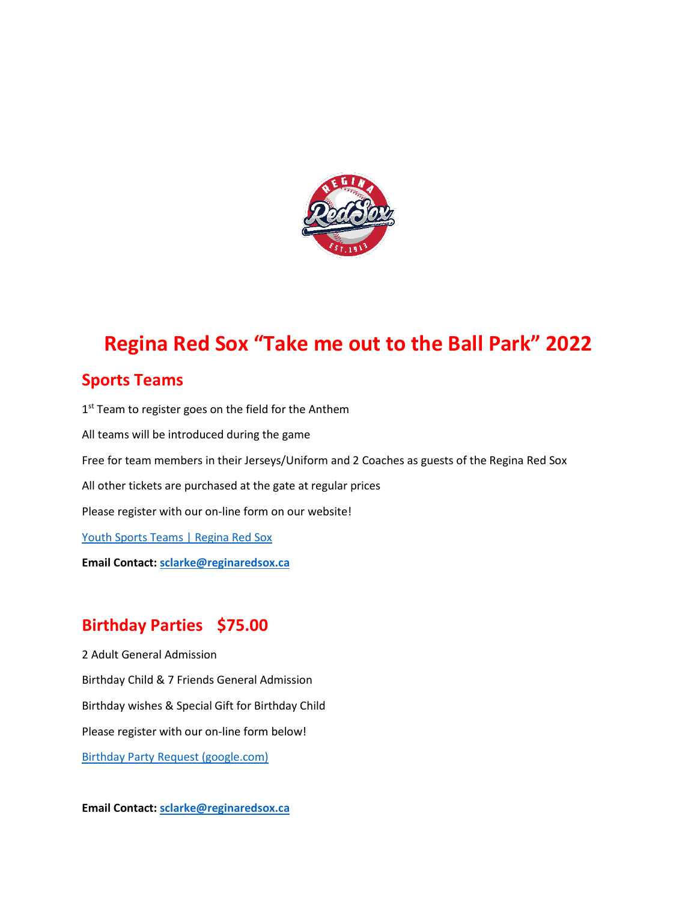# Regina Red Sox "Take me out to the Ball Park" 2022

## Sports Teams

1st Team to register goes on the field for the Anthem

All teams will be introduced during the game

Free for team members in their Jerseys/Uniform and 2 Coaches as guests of the Regina Red Sox

All other tickets are purchased at the gate at regular prices

Please register with our on-line form on our website!

Youth Sports Teams | Regina Red Sox

**Email Contact: sclarke@reginaredsox.ca**

## Birthday Parties $75.00

2 Adult General Admission

Birthday Child & 7 Friends General Admission

Birthday wishes & Special Gift for Birthday Child

Please register with our on-line form below!

Birthday Party Request (google.com)

**Email Contact: sclarke@reginaredsox.ca**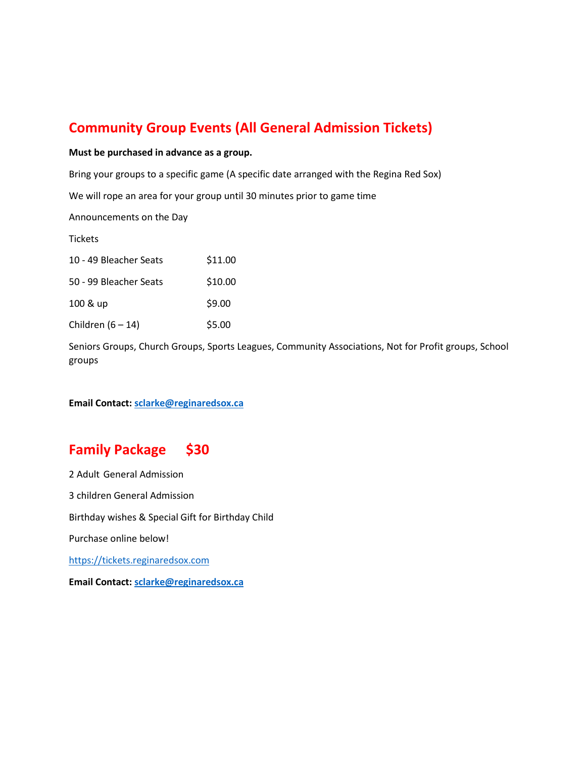## Community Group Events (All General Admission Tickets)

**Must be purchased in advance as a group.**

Bring your groups to a specific game (A specific date arranged with the Regina Red Sox)

We will rope an area for your group until 30 minutes prior to game time

Announcements on the Day

Tickets

| | |
|---|---|
| 10 - 49 Bleacher Seats | $11.00 |
| 50 - 99 Bleacher Seats | $10.00 |
| 100 & up | $9.00 |
| Children (6 – 14) | $5.00 |

Seniors Groups, Church Groups, Sports Leagues, Community Associations, Not for Profit groups, School groups

**Email Contact: sclarke@reginaredsox.ca**

## Family Package $30

2 Adult General Admission

3 children General Admission

Birthday wishes & Special Gift for Birthday Child

Purchase online below!

https://tickets.reginaredsox.com

**Email Contact: sclarke@reginaredsox.ca**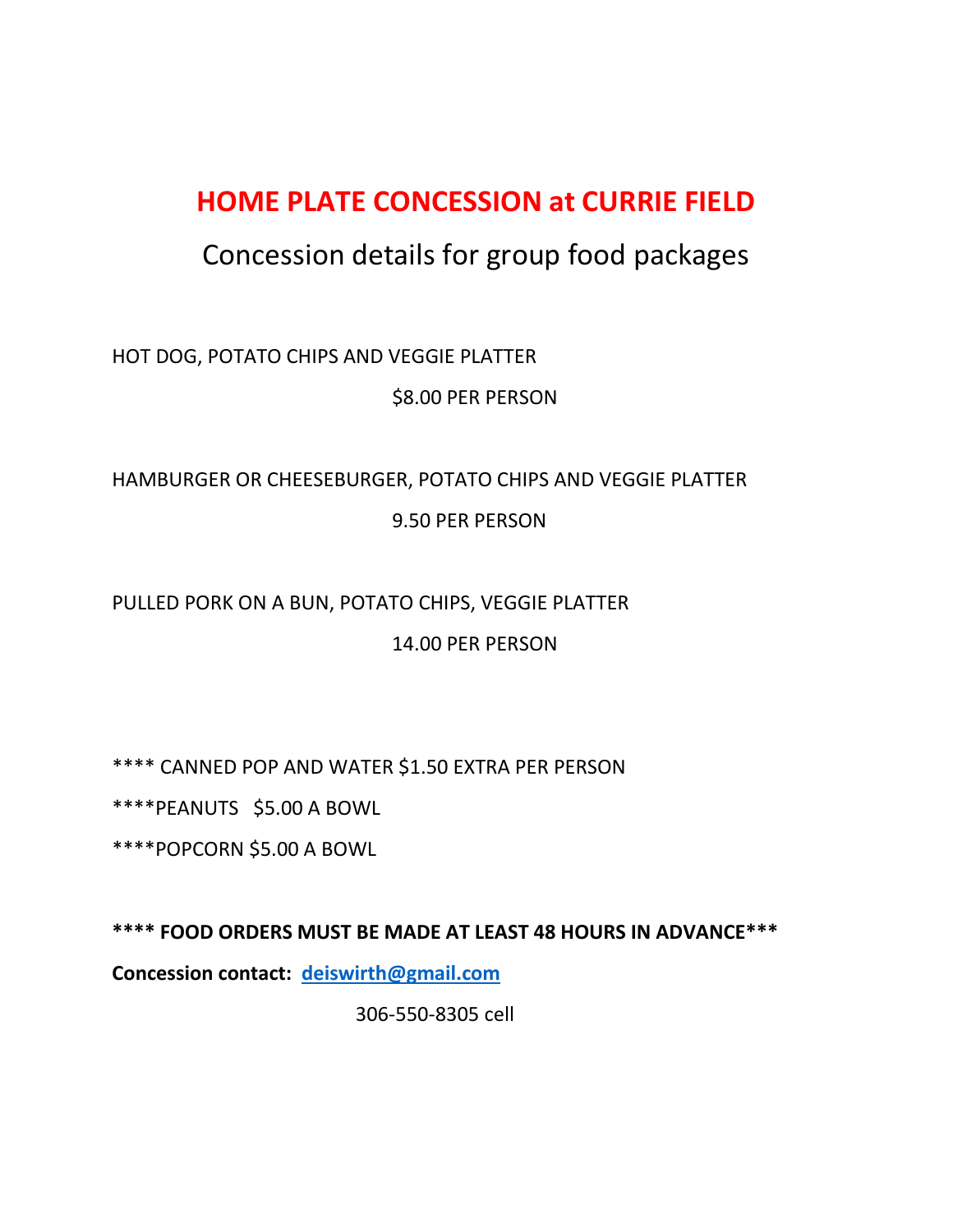# HOME PLATE CONCESSION at CURRIE FIELD

## Concession details for group food packages

HOT DOG, POTATO CHIPS AND VEGGIE PLATTER

$8.00 PER PERSON

HAMBURGER OR CHEESEBURGER, POTATO CHIPS AND VEGGIE PLATTER

9.50 PER PERSON

PULLED PORK ON A BUN, POTATO CHIPS, VEGGIE PLATTER

14.00 PER PERSON

**** CANNED POP AND WATER $1.50 EXTRA PER PERSON

****PEANUTS   $5.00 A BOWL

****POPCORN $5.00 A BOWL

**\*\*\*\* FOOD ORDERS MUST BE MADE AT LEAST 48 HOURS IN ADVANCE\*\*\***

**Concession contact: [deiswirth@gmail.com](mailto:deiswirth@gmail.com)**

306-550-8305 cell